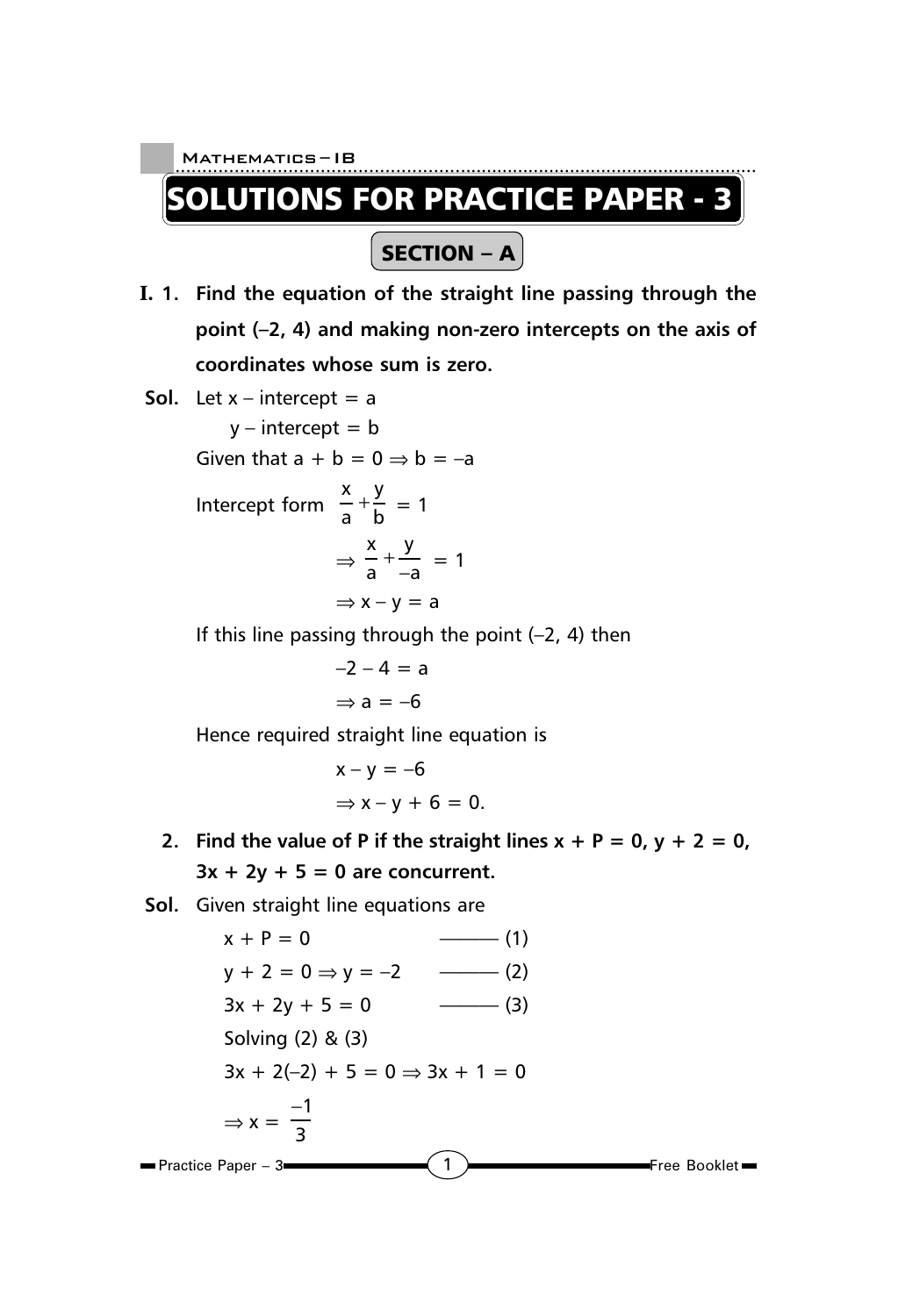# SOLUTIONS FOR PRACTICE PAPER - 3

## SECTION – A

**I. 1. Find the equation of the straight line passing through the point (–2, 4) and making non-zero intercepts on the axis of coordinates whose sum is zero.**

**Sol.** Let x – intercept = a

y – intercept = b

Given that $a + b = 0 \Rightarrow b = -a$

Intercept form $\frac{x}{a}+\frac{y}{b} = 1$

$$\Rightarrow \frac{x}{a}+\frac{y}{-a} = 1$$

$$\Rightarrow x - y = a$$

If this line passing through the point (–2, 4) then

$$-2 - 4 = a$$

$$\Rightarrow a = -6$$

Hence required straight line equation is

$$x - y = -6$$

$$\Rightarrow x - y + 6 = 0.$$

**2. Find the value of P if the straight lines $x + P = 0$, $y + 2 = 0$, $3x + 2y + 5 = 0$ are concurrent.**

**Sol.** Given straight line equations are

$x + P = 0$ ——— (1)

$y + 2 = 0 \Rightarrow y = -2$ ——— (2)

$3x + 2y + 5 = 0$ ——— (3)

Solving (2) & (3)

$3x + 2(-2) + 5 = 0 \Rightarrow 3x + 1 = 0$

$$\Rightarrow x = \frac{-1}{3}$$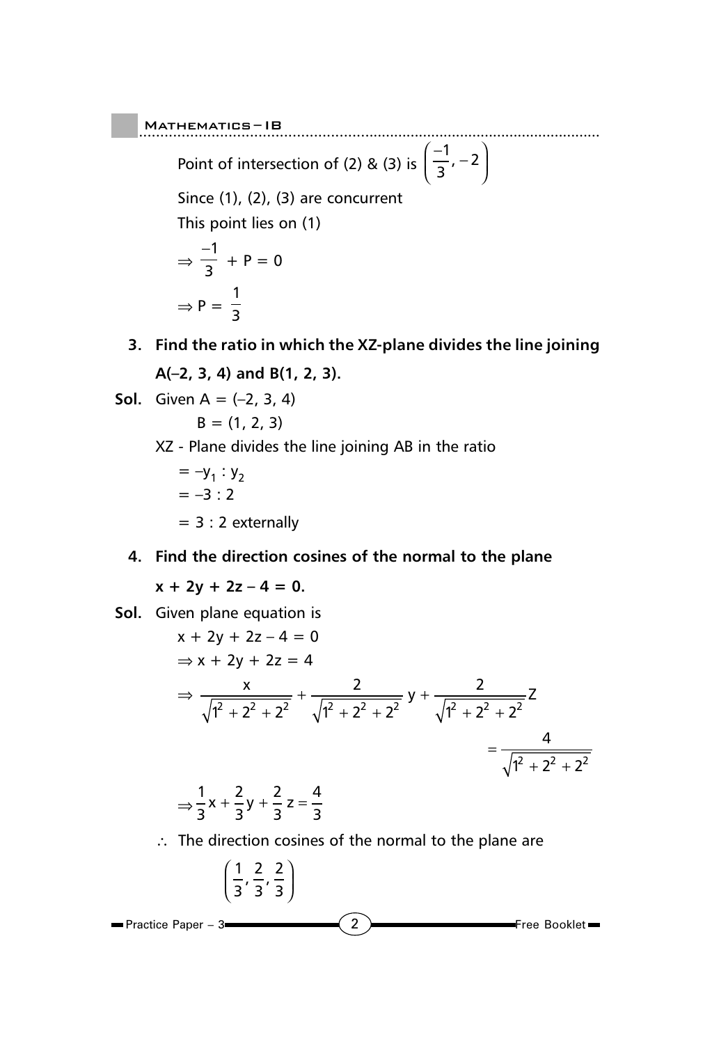Point of intersection of (2) & (3) is $\left(\frac{-1}{3}, -2\right)$

Since (1), (2), (3) are concurrent

This point lies on (1)

$$\Rightarrow \frac{-1}{3} + P = 0$$

$$\Rightarrow P = \frac{1}{3}$$

**3. Find the ratio in which the XZ-plane divides the line joining A(–2, 3, 4) and B(1, 2, 3).**

**Sol.** Given A = (–2, 3, 4)

B = (1, 2, 3)

XZ - Plane divides the line joining AB in the ratio

$= -y_1 : y_2$

$= -3 : 2$

$= 3 : 2$ externally

**4. Find the direction cosines of the normal to the plane $x + 2y + 2z - 4 = 0$.**

**Sol.** Given plane equation is

$$x + 2y + 2z - 4 = 0$$

$$\Rightarrow x + 2y + 2z = 4$$

$$\Rightarrow \frac{x}{\sqrt{1^2 + 2^2 + 2^2}} + \frac{2}{\sqrt{1^2 + 2^2 + 2^2}}y + \frac{2}{\sqrt{1^2 + 2^2 + 2^2}}Z = \frac{4}{\sqrt{1^2 + 2^2 + 2^2}}$$

$$\Rightarrow \frac{1}{3}x + \frac{2}{3}y + \frac{2}{3}z = \frac{4}{3}$$

$\therefore$ The direction cosines of the normal to the plane are

$$\left(\frac{1}{3}, \frac{2}{3}, \frac{2}{3}\right)$$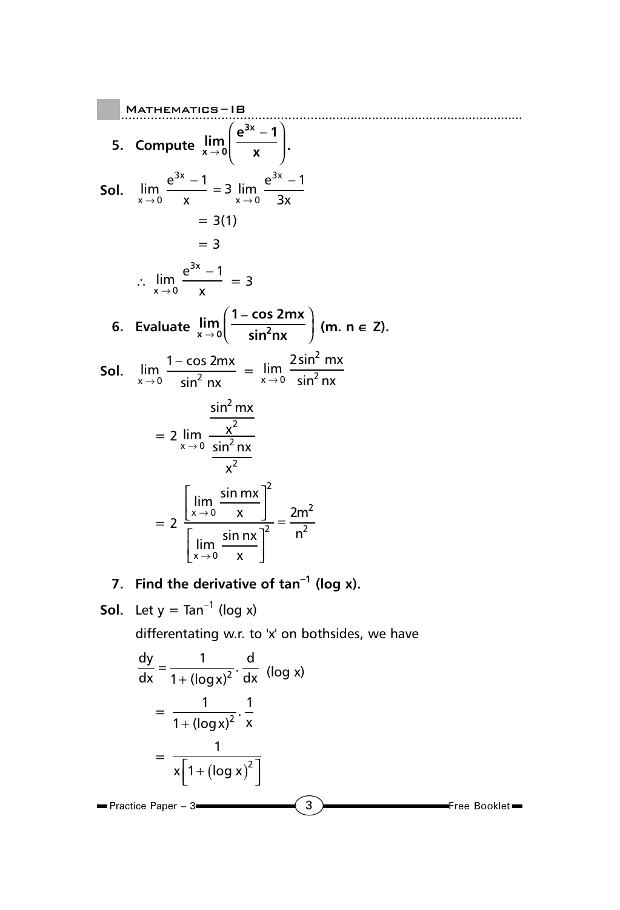**5. Compute $\lim_{x \to 0}\left(\frac{e^{3x}-1}{x}\right)$.**

**Sol.** $\lim_{x \to 0} \frac{e^{3x}-1}{x} = 3 \lim_{x \to 0} \frac{e^{3x}-1}{3x}$

$$= 3(1)$$

$$= 3$$

$$\therefore \lim_{x \to 0} \frac{e^{3x}-1}{x} = 3$$

**6. Evaluate $\lim_{x \to 0}\left(\frac{1-\cos 2mx}{\sin^2 nx}\right)$ (m. n $\in$ Z).**

**Sol.** $\lim_{x \to 0} \frac{1-\cos 2mx}{\sin^2 nx} = \lim_{x \to 0} \frac{2\sin^2 mx}{\sin^2 nx}$

$$= 2 \lim_{x \to 0} \frac{\frac{\sin^2 mx}{x^2}}{\frac{\sin^2 nx}{x^2}}$$

$$= 2 \frac{\left[\lim_{x \to 0} \frac{\sin mx}{x}\right]^2}{\left[\lim_{x \to 0} \frac{\sin nx}{x}\right]^2} = \frac{2m^2}{n^2}$$

**7. Find the derivative of $\tan^{-1}(\log x)$.**

**Sol.** Let $y = \text{Tan}^{-1}(\log x)$

differentating w.r. to 'x' on bothsides, we have

$$\frac{dy}{dx} = \frac{1}{1+(\log x)^2} \cdot \frac{d}{dx}(\log x)$$

$$= \frac{1}{1+(\log x)^2} \cdot \frac{1}{x}$$

$$= \frac{1}{x\left[1+(\log x)^2\right]}$$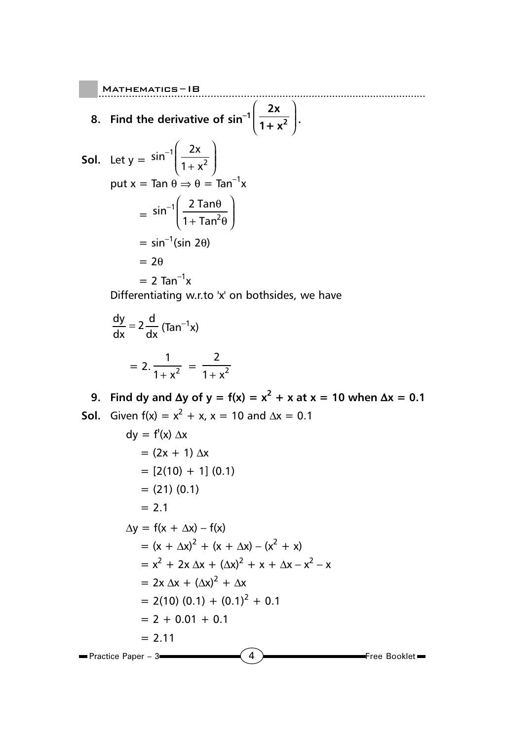**8. Find the derivative of $\sin^{-1}\left(\dfrac{2x}{1+x^2}\right)$.**

**Sol.** Let $y = \sin^{-1}\left(\dfrac{2x}{1+x^2}\right)$

put $x = \text{Tan}\,\theta \Rightarrow \theta = \text{Tan}^{-1}x$

$$= \sin^{-1}\left(\frac{2\,\text{Tan}\theta}{1+\text{Tan}^2\theta}\right)$$

$$= \sin^{-1}(\sin 2\theta)$$

$$= 2\theta$$

$$= 2\,\text{Tan}^{-1}x$$

Differentiating w.r.to 'x' on bothsides, we have

$$\frac{dy}{dx} = 2\frac{d}{dx}(\text{Tan}^{-1}x)$$

$$= 2.\frac{1}{1+x^2} = \frac{2}{1+x^2}$$

**9. Find dy and $\Delta$y of $y = f(x) = x^2 + x$ at $x = 10$ when $\Delta x = 0.1$**

**Sol.** Given $f(x) = x^2 + x$, $x = 10$ and $\Delta x = 0.1$

$$dy = f'(x)\,\Delta x$$

$$= (2x + 1)\,\Delta x$$

$$= [2(10) + 1]\,(0.1)$$

$$= (21)\,(0.1)$$

$$= 2.1$$

$$\Delta y = f(x + \Delta x) - f(x)$$

$$= (x + \Delta x)^2 + (x + \Delta x) - (x^2 + x)$$

$$= x^2 + 2x\,\Delta x + (\Delta x)^2 + x + \Delta x - x^2 - x$$

$$= 2x\,\Delta x + (\Delta x)^2 + \Delta x$$

$$= 2(10)\,(0.1) + (0.1)^2 + 0.1$$

$$= 2 + 0.01 + 0.1$$

$$= 2.11$$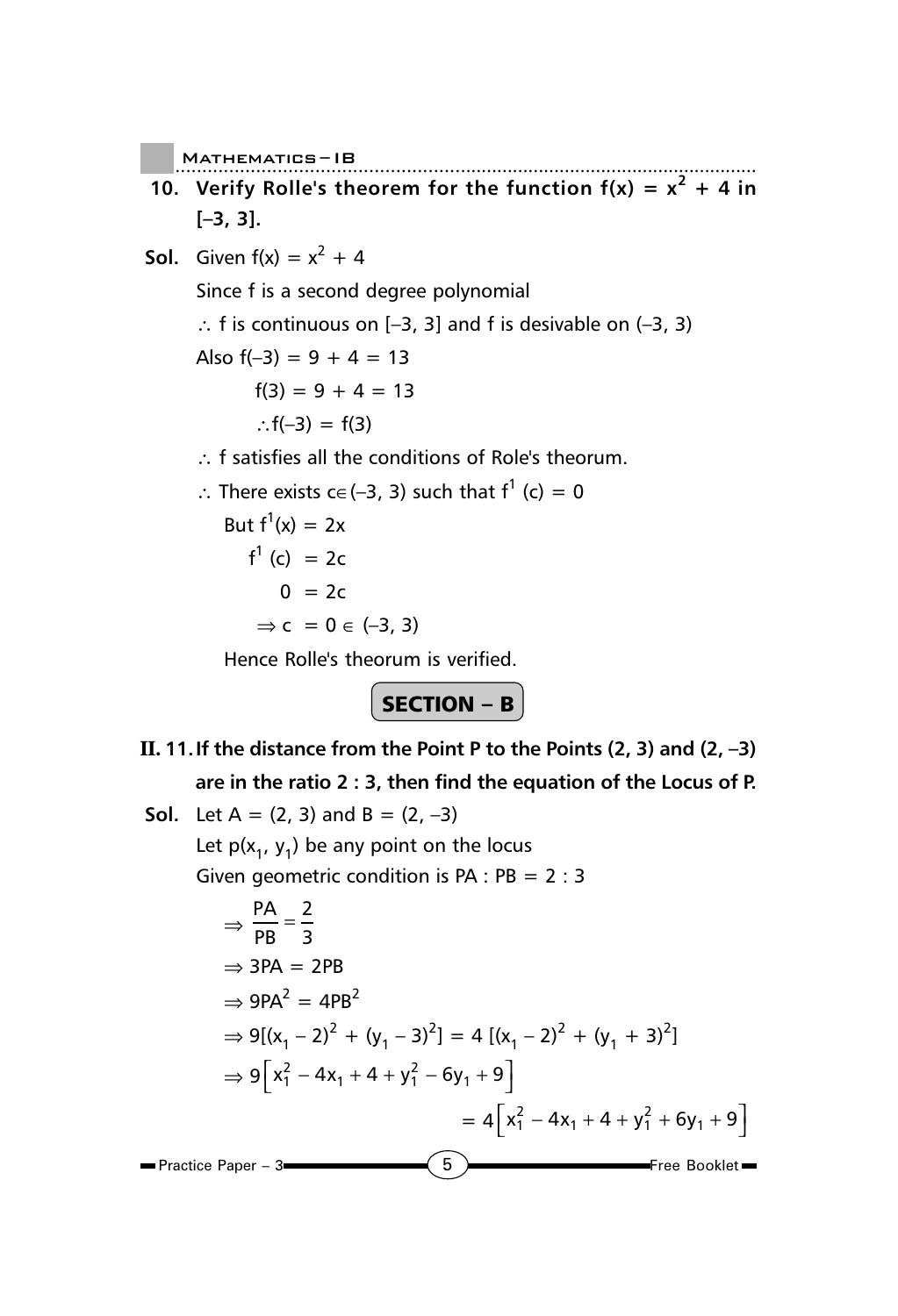**10. Verify Rolle's theorem for the function $f(x) = x^2 + 4$ in $[-3, 3]$.**

**Sol.** Given $f(x) = x^2 + 4$

Since f is a second degree polynomial

$\therefore$ f is continuous on $[-3, 3]$ and f is desivable on $(-3, 3)$

Also $f(-3) = 9 + 4 = 13$

$f(3) = 9 + 4 = 13$

$\therefore f(-3) = f(3)$

$\therefore$ f satisfies all the conditions of Role's theorum.

$\therefore$ There exists $c \in (-3, 3)$ such that $f^1(c) = 0$

But $f^1(x) = 2x$

$f^1(c) = 2c$

$0 = 2c$

$\Rightarrow c = 0 \in (-3, 3)$

Hence Rolle's theorum is verified.

## SECTION – B

**II. 11. If the distance from the Point P to the Points (2, 3) and (2, –3) are in the ratio 2 : 3, then find the equation of the Locus of P.**

**Sol.** Let $A = (2, 3)$ and $B = (2, -3)$

Let $p(x_1, y_1)$ be any point on the locus

Given geometric condition is $PA : PB = 2 : 3$

$$\Rightarrow \frac{PA}{PB} = \frac{2}{3}$$

$$\Rightarrow 3PA = 2PB$$

$$\Rightarrow 9PA^2 = 4PB^2$$

$$\Rightarrow 9[(x_1 - 2)^2 + (y_1 - 3)^2] = 4[(x_1 - 2)^2 + (y_1 + 3)^2]$$

$$\Rightarrow 9\left[x_1^2 - 4x_1 + 4 + y_1^2 - 6y_1 + 9\right]$$

$$= 4\left[x_1^2 - 4x_1 + 4 + y_1^2 + 6y_1 + 9\right]$$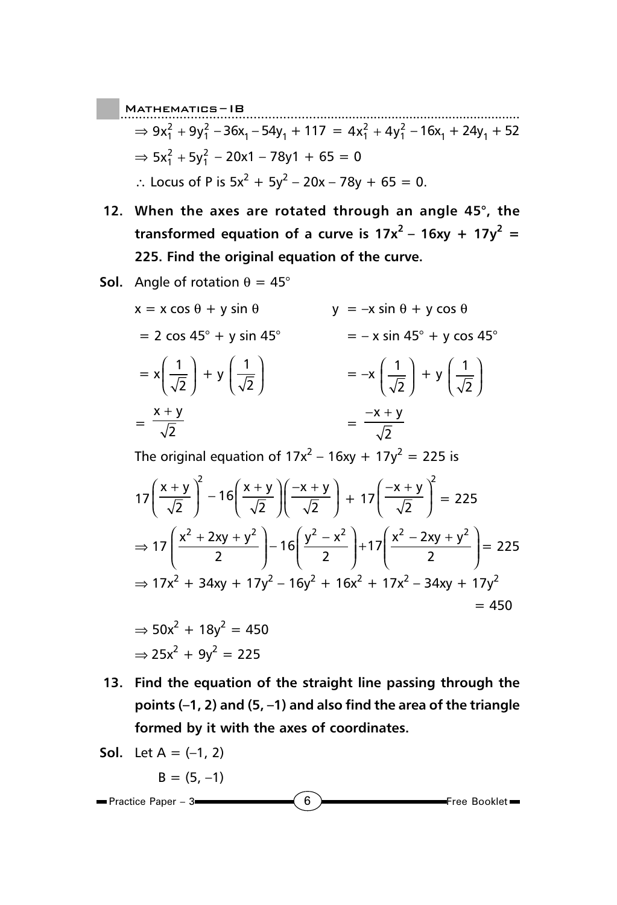$\Rightarrow 9x_1^2 + 9y_1^2 - 36x_1 - 54y_1 + 117 = 4x_1^2 + 4y_1^2 - 16x_1 + 24y_1 + 52$

$\Rightarrow 5x_1^2 + 5y_1^2 - 20x1 - 78y1 + 65 = 0$

$\therefore$ Locus of P is $5x^2 + 5y^2 - 20x - 78y + 65 = 0$.

**12. When the axes are rotated through an angle 45°, the transformed equation of a curve is $17x^2 - 16xy + 17y^2 = 225$. Find the original equation of the curve.**

**Sol.** Angle of rotation $\theta = 45°$

$x = x\cos\theta + y\sin\theta$

$= 2\cos 45° + y\sin 45°$

$= x\left(\frac{1}{\sqrt{2}}\right) + y\left(\frac{1}{\sqrt{2}}\right)$

$= \frac{x+y}{\sqrt{2}}$

$y = -x\sin\theta + y\cos\theta$

$= -x\sin 45° + y\cos 45°$

$= -x\left(\frac{1}{\sqrt{2}}\right) + y\left(\frac{1}{\sqrt{2}}\right)$

$= \frac{-x+y}{\sqrt{2}}$

The original equation of $17x^2 - 16xy + 17y^2 = 225$ is

$$17\left(\frac{x+y}{\sqrt{2}}\right)^2 - 16\left(\frac{x+y}{\sqrt{2}}\right)\left(\frac{-x+y}{\sqrt{2}}\right) + 17\left(\frac{-x+y}{\sqrt{2}}\right)^2 = 225$$

$$\Rightarrow 17\left(\frac{x^2+2xy+y^2}{2}\right) - 16\left(\frac{y^2-x^2}{2}\right) + 17\left(\frac{x^2-2xy+y^2}{2}\right) = 225$$

$$\Rightarrow 17x^2 + 34xy + 17y^2 - 16y^2 + 16x^2 + 17x^2 - 34xy + 17y^2 = 450$$

$$\Rightarrow 50x^2 + 18y^2 = 450$$

$$\Rightarrow 25x^2 + 9y^2 = 225$$

**13. Find the equation of the straight line passing through the points (–1, 2) and (5, –1) and also find the area of the triangle formed by it with the axes of coordinates.**

**Sol.** Let A = (–1, 2)

B = (5, –1)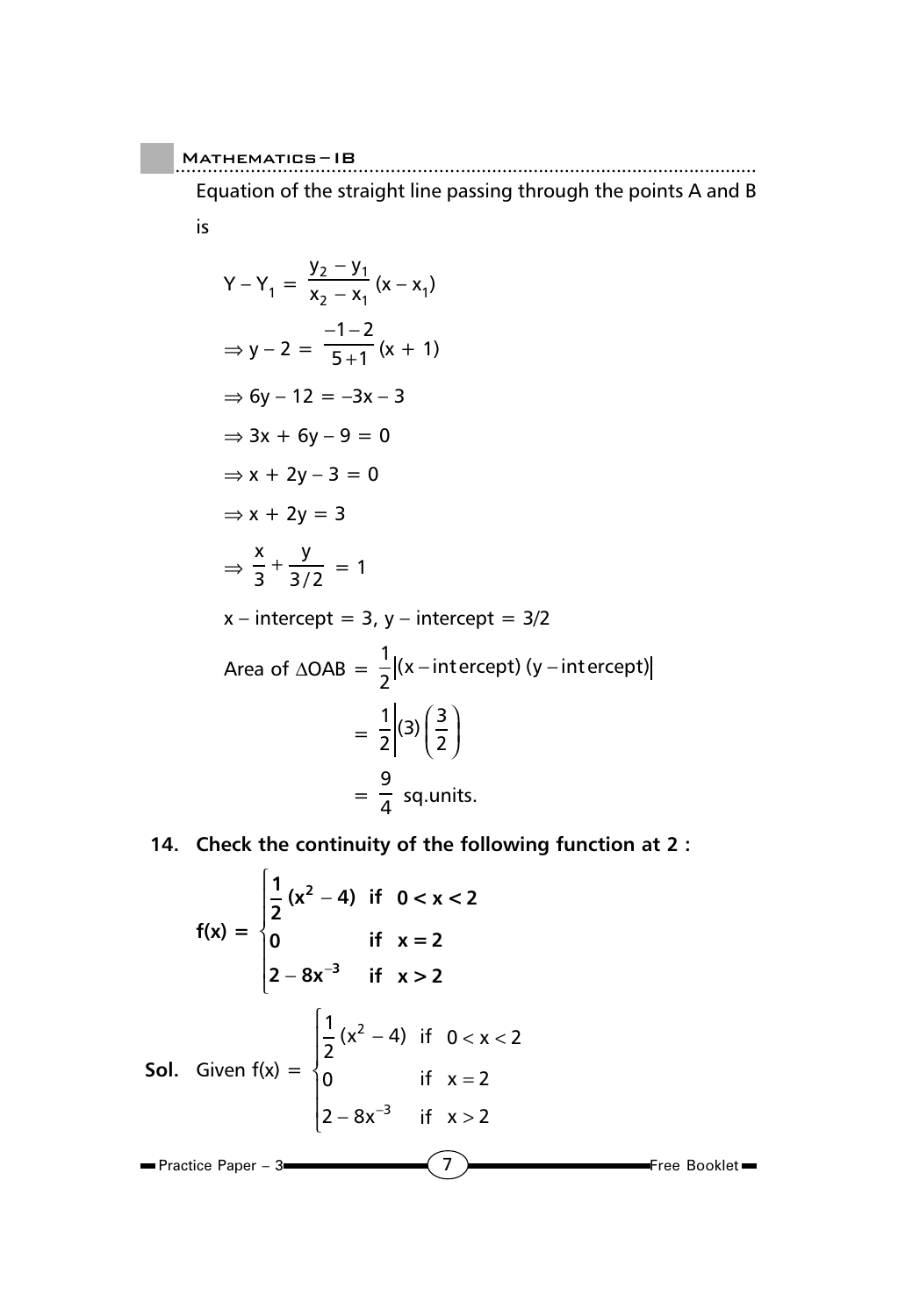Equation of the straight line passing through the points A and B is

$$Y - Y_1 = \frac{y_2 - y_1}{x_2 - x_1}(x - x_1)$$

$$\Rightarrow y - 2 = \frac{-1-2}{5+1}(x + 1)$$

$$\Rightarrow 6y - 12 = -3x - 3$$

$$\Rightarrow 3x + 6y - 9 = 0$$

$$\Rightarrow x + 2y - 3 = 0$$

$$\Rightarrow x + 2y = 3$$

$$\Rightarrow \frac{x}{3} + \frac{y}{3/2} = 1$$

x – intercept = 3, y – intercept = 3/2

$$\text{Area of } \Delta OAB = \frac{1}{2}\left|(x - \text{intercept})\,(y - \text{intercept})\right|$$

$$= \frac{1}{2}\left|(3)\left(\frac{3}{2}\right)\right|$$

$$= \frac{9}{4} \text{ sq.units.}$$

**14. Check the continuity of the following function at 2 :**

$$\mathbf{f(x) = \begin{cases} \frac{1}{2}(x^2 - 4) & \text{if } 0 < x < 2 \\ 0 & \text{if } x = 2 \\ 2 - 8x^{-3} & \text{if } x > 2 \end{cases}}$$

**Sol.** Given $f(x) = \begin{cases} \frac{1}{2}(x^2 - 4) & \text{if } 0 < x < 2 \\ 0 & \text{if } x = 2 \\ 2 - 8x^{-3} & \text{if } x > 2 \end{cases}$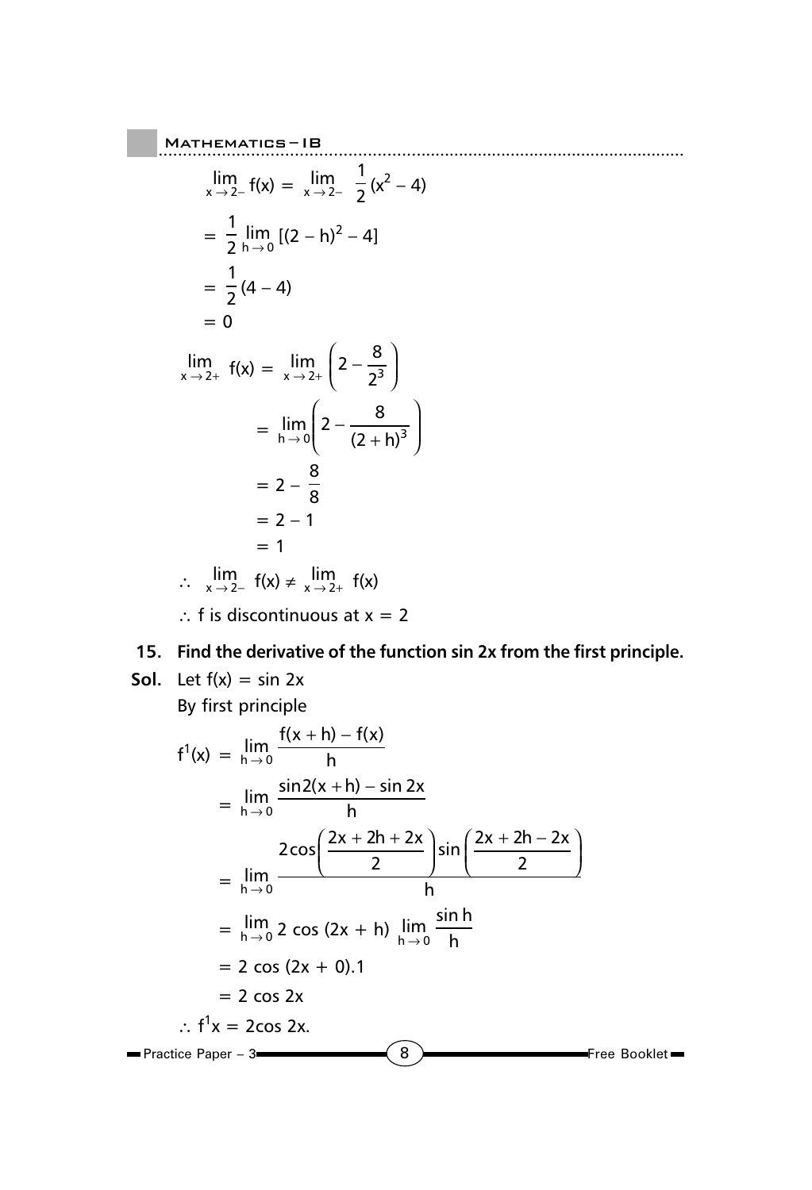$$\lim_{x \to 2-} f(x) = \lim_{x \to 2-} \frac{1}{2}(x^2 - 4)$$

$$= \frac{1}{2} \lim_{h \to 0} [(2 - h)^2 - 4]$$

$$= \frac{1}{2}(4 - 4)$$

$$= 0$$

$$\lim_{x \to 2+} f(x) = \lim_{x \to 2+} \left(2 - \frac{8}{2^3}\right)$$

$$= \lim_{h \to 0} \left(2 - \frac{8}{(2+h)^3}\right)$$

$$= 2 - \frac{8}{8}$$

$$= 2 - 1$$

$$= 1$$

$$\therefore \lim_{x \to 2-} f(x) \neq \lim_{x \to 2+} f(x)$$

$\therefore$ f is discontinuous at $x = 2$

**15. Find the derivative of the function sin 2x from the first principle.**

**Sol.** Let $f(x) = \sin 2x$

By first principle

$$f^1(x) = \lim_{h \to 0} \frac{f(x+h) - f(x)}{h}$$

$$= \lim_{h \to 0} \frac{\sin 2(x+h) - \sin 2x}{h}$$

$$= \lim_{h \to 0} \frac{2\cos\left(\frac{2x + 2h + 2x}{2}\right)\sin\left(\frac{2x + 2h - 2x}{2}\right)}{h}$$

$$= \lim_{h \to 0} 2\cos(2x + h) \lim_{h \to 0} \frac{\sin h}{h}$$

$$= 2\cos(2x + 0).1$$

$$= 2\cos 2x$$

$\therefore f^1x = 2\cos 2x.$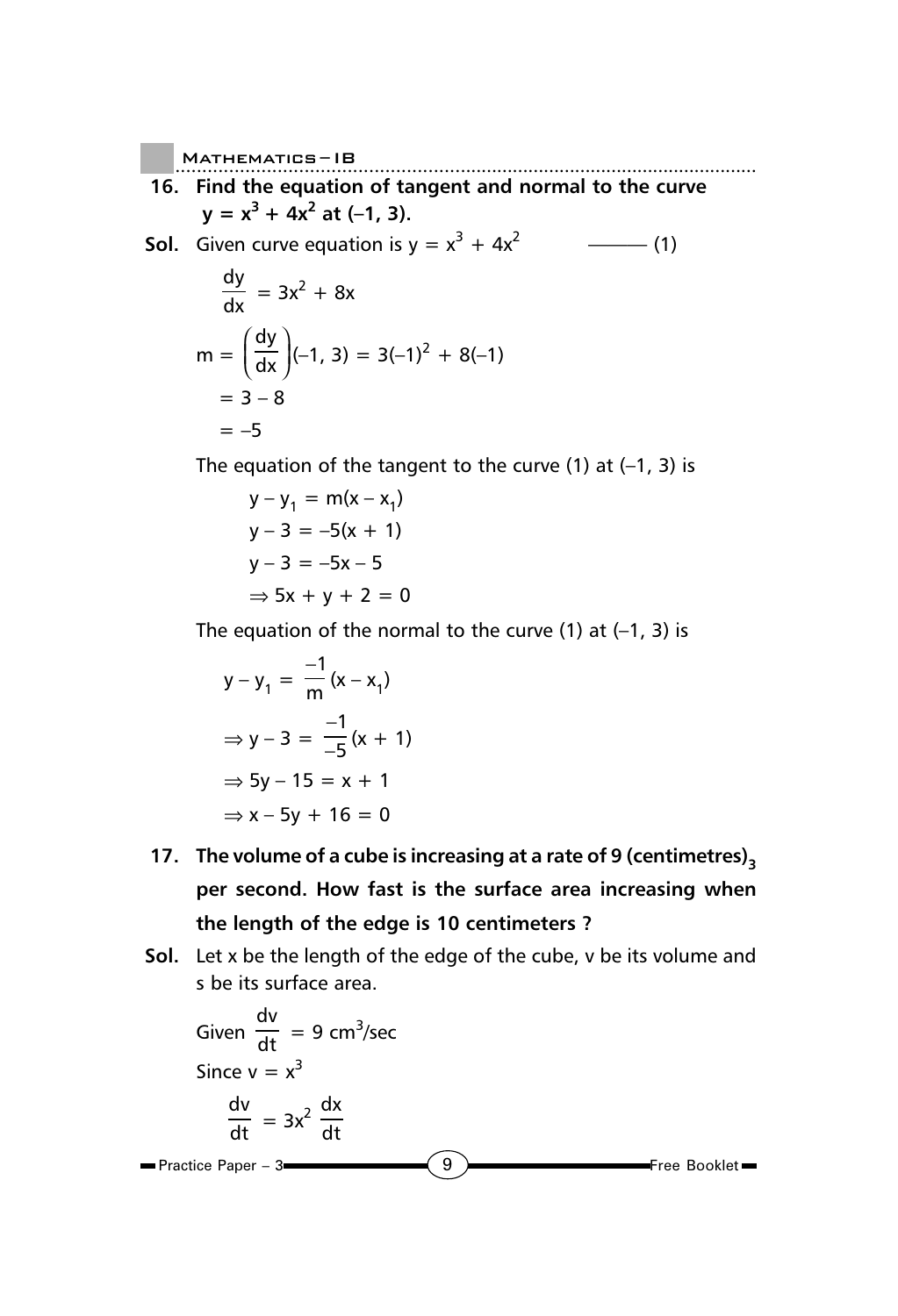**16. Find the equation of tangent and normal to the curve $y = x^3 + 4x^2$ at (–1, 3).**

**Sol.** Given curve equation is $y = x^3 + 4x^2$ ——— (1)

$$\frac{dy}{dx} = 3x^2 + 8x$$

$$m = \left(\frac{dy}{dx}\right)(-1, 3) = 3(-1)^2 + 8(-1)$$

$$= 3 - 8$$

$$= -5$$

The equation of the tangent to the curve (1) at (–1, 3) is

$$y - y_1 = m(x - x_1)$$

$$y - 3 = -5(x + 1)$$

$$y - 3 = -5x - 5$$

$$\Rightarrow 5x + y + 2 = 0$$

The equation of the normal to the curve (1) at (–1, 3) is

$$y - y_1 = \frac{-1}{m}(x - x_1)$$

$$\Rightarrow y - 3 = \frac{-1}{-5}(x + 1)$$

$$\Rightarrow 5y - 15 = x + 1$$

$$\Rightarrow x - 5y + 16 = 0$$

**17. The volume of a cube is increasing at a rate of 9 $(\text{centimetres})_3$ per second. How fast is the surface area increasing when the length of the edge is 10 centimeters ?**

**Sol.** Let x be the length of the edge of the cube, v be its volume and s be its surface area.

Given $\frac{dv}{dt} = 9$ cm$^3$/sec

Since $v = x^3$

$$\frac{dv}{dt} = 3x^2 \frac{dx}{dt}$$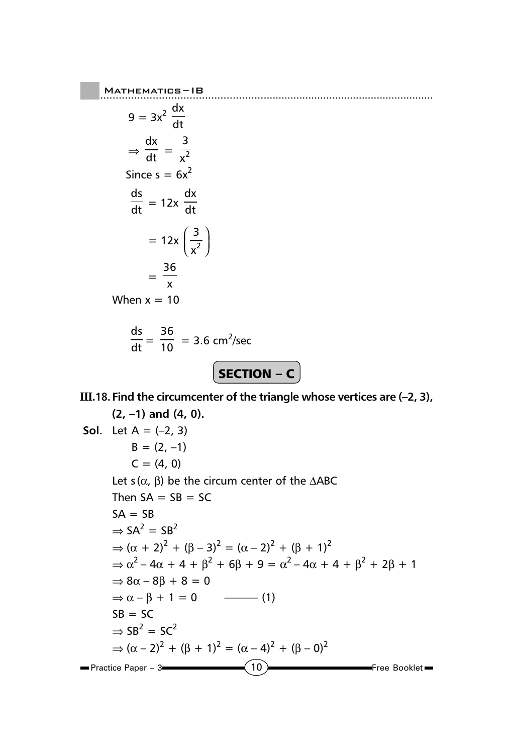$$9 = 3x^2 \frac{dx}{dt}$$

$$\Rightarrow \frac{dx}{dt} = \frac{3}{x^2}$$

Since $s = 6x^2$

$$\frac{ds}{dt} = 12x \frac{dx}{dt}$$

$$= 12x \left(\frac{3}{x^2}\right)$$

$$= \frac{36}{x}$$

When $x = 10$

$$\frac{ds}{dt} = \frac{36}{10} = 3.6 \text{ cm}^2\text{/sec}$$

## SECTION – C

**III.18. Find the circumcenter of the triangle whose vertices are (–2, 3), (2, –1) and (4, 0).**

**Sol.** Let $A = (-2, 3)$

$B = (2, -1)$

$C = (4, 0)$

Let $s(\alpha, \beta)$ be the circum center of the $\Delta ABC$

Then $SA = SB = SC$

$SA = SB$

$\Rightarrow SA^2 = SB^2$

$\Rightarrow (\alpha + 2)^2 + (\beta - 3)^2 = (\alpha - 2)^2 + (\beta + 1)^2$

$\Rightarrow \alpha^2 - 4\alpha + 4 + \beta^2 + 6\beta + 9 = \alpha^2 - 4\alpha + 4 + \beta^2 + 2\beta + 1$

$\Rightarrow 8\alpha - 8\beta + 8 = 0$

$\Rightarrow \alpha - \beta + 1 = 0$ ——— (1)

$SB = SC$

$\Rightarrow SB^2 = SC^2$

$\Rightarrow (\alpha - 2)^2 + (\beta + 1)^2 = (\alpha - 4)^2 + (\beta - 0)^2$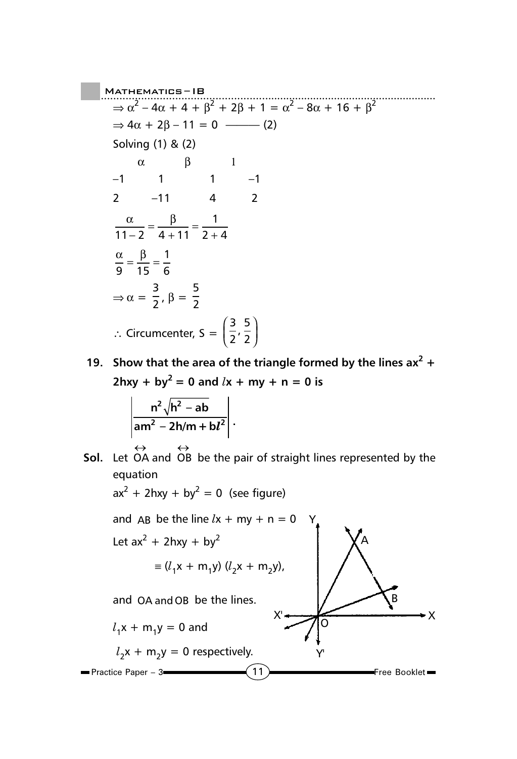$\Rightarrow \alpha^2 - 4\alpha + 4 + \beta^2 + 2\beta + 1 = \alpha^2 - 8\alpha + 16 + \beta^2$

$\Rightarrow 4\alpha + 2\beta - 11 = 0$ ——— (2)

Solving (1) & (2)

| | $\alpha$ | $\beta$ | 1 |
|---|---|---|---|
| –1 | 1 | 1 | –1 |
| 2 | –11 | 4 | 2 |

$$\frac{\alpha}{11-2} = \frac{\beta}{4+11} = \frac{1}{2+4}$$

$$\frac{\alpha}{9} = \frac{\beta}{15} = \frac{1}{6}$$

$\Rightarrow \alpha = \frac{3}{2}, \beta = \frac{5}{2}$

$\therefore$ Circumcenter, S = $\left(\frac{3}{2}, \frac{5}{2}\right)$

**19. Show that the area of the triangle formed by the lines $ax^2 + 2hxy + by^2 = 0$ and $lx + my + n = 0$ is**

$$\left|\frac{n^2\sqrt{h^2 - ab}}{am^2 - 2hlm + bl^2}\right|.$$

**Sol.** Let $\overleftrightarrow{OA}$ and $\overleftrightarrow{OB}$ be the pair of straight lines represented by the equation

$ax^2 + 2hxy + by^2 = 0$ (see figure)

and $AB$ be the line $lx + my + n = 0$

Let $ax^2 + 2hxy + by^2$

$\equiv (l_1x + m_1y)(l_2x + m_2y)$,

and $OA$ and $OB$ be the lines.

$l_1x + m_1y = 0$ and

$l_2x + m_2y = 0$ respectively.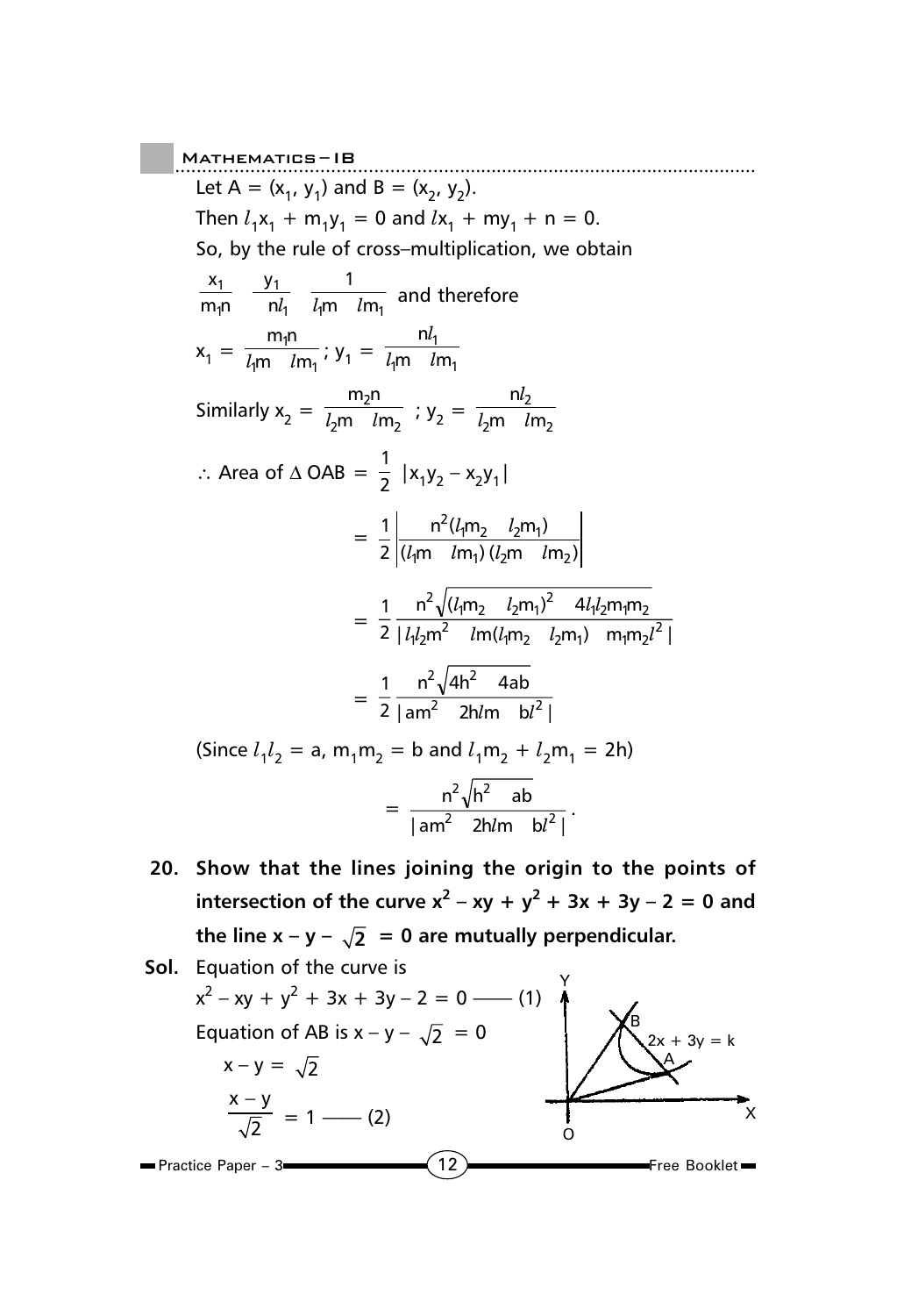Let $A = (x_1, y_1)$ and $B = (x_2, y_2)$.

Then $l_1x_1 + m_1y_1 = 0$ and $lx_1 + my_1 + n = 0$.

So, by the rule of cross–multiplication, we obtain

$$\frac{x_1}{m_1n} \quad \frac{y_1}{nl_1} \quad \frac{1}{l_1m \quad lm_1} \text{ and therefore}$$

$$x_1 = \frac{m_1n}{l_1m \quad lm_1}; \; y_1 = \frac{nl_1}{l_1m \quad lm_1}$$

$$\text{Similarly } x_2 = \frac{m_2n}{l_2m \quad lm_2}; \; y_2 = \frac{nl_2}{l_2m \quad lm_2}$$

$$\therefore \text{ Area of } \Delta \text{ OAB } = \frac{1}{2}\,|x_1y_2 - x_2y_1|$$

$$= \frac{1}{2}\left|\frac{n^2(l_1m_2 \quad l_2m_1)}{(l_1m \quad lm_1)(l_2m \quad lm_2)}\right|$$

$$= \frac{1}{2}\,\frac{n^2\sqrt{(l_1m_2 \quad l_2m_1)^2 \quad 4l_1l_2m_1m_2}}{|\,l_1l_2m^2 \quad lm(l_1m_2 \quad l_2m_1) \quad m_1m_2l^2\,|}$$

$$= \frac{1}{2}\,\frac{n^2\sqrt{4h^2 \quad 4ab}}{|\,am^2 \quad 2hlm \quad bl^2\,|}$$

(Since $l_1l_2 = a$, $m_1m_2 = b$ and $l_1m_2 + l_2m_1 = 2h$)

$$= \frac{n^2\sqrt{h^2 \quad ab}}{|\,am^2 \quad 2hlm \quad bl^2\,|}.$$

**20. Show that the lines joining the origin to the points of intersection of the curve $x^2 - xy + y^2 + 3x + 3y - 2 = 0$ and the line $x - y - \sqrt{2} = 0$ are mutually perpendicular.**

**Sol.** Equation of the curve is

$x^2 - xy + y^2 + 3x + 3y - 2 = 0$ —— (1)

Equation of AB is $x - y - \sqrt{2} = 0$

$$x - y = \sqrt{2}$$

$$\frac{x - y}{\sqrt{2}} = 1 \text{ —— (2)}$$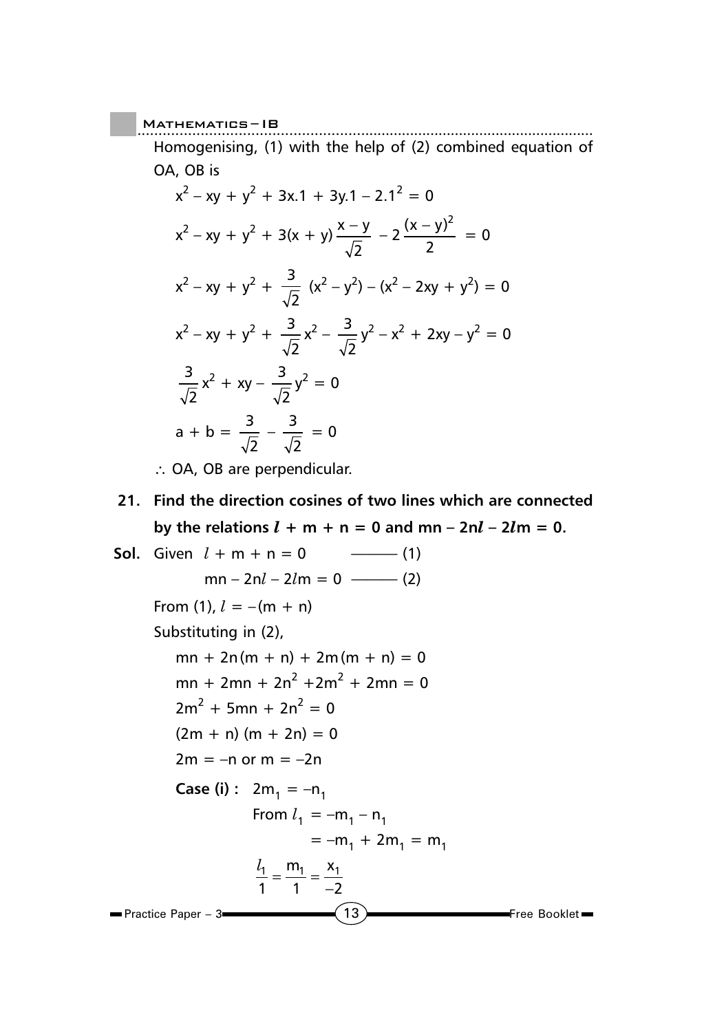Homogenising, (1) with the help of (2) combined equation of OA, OB is

$$x^2 - xy + y^2 + 3x.1 + 3y.1 - 2.1^2 = 0$$

$$x^2 - xy + y^2 + 3(x + y)\frac{x - y}{\sqrt{2}} - 2\frac{(x - y)^2}{2} = 0$$

$$x^2 - xy + y^2 + \frac{3}{\sqrt{2}}(x^2 - y^2) - (x^2 - 2xy + y^2) = 0$$

$$x^2 - xy + y^2 + \frac{3}{\sqrt{2}}x^2 - \frac{3}{\sqrt{2}}y^2 - x^2 + 2xy - y^2 = 0$$

$$\frac{3}{\sqrt{2}}x^2 + xy - \frac{3}{\sqrt{2}}y^2 = 0$$

$$a + b = \frac{3}{\sqrt{2}} - \frac{3}{\sqrt{2}} = 0$$

$\therefore$ OA, OB are perpendicular.

**21. Find the direction cosines of two lines which are connected by the relations $l + m + n = 0$ and $mn - 2nl - 2lm = 0$.**

**Sol.** Given $l + m + n = 0$ ——— (1)

$mn - 2nl - 2lm = 0$ ——— (2)

From (1), $l = -(m + n)$

Substituting in (2),

$$mn + 2n(m + n) + 2m(m + n) = 0$$

$$mn + 2mn + 2n^2 + 2m^2 + 2mn = 0$$

$$2m^2 + 5mn + 2n^2 = 0$$

$$(2m + n)(m + 2n) = 0$$

$$2m = -n \text{ or } m = -2n$$

**Case (i) :** $2m_1 = -n_1$

From $l_1 = -m_1 - n_1$

$= -m_1 + 2m_1 = m_1$

$$\frac{l_1}{1} = \frac{m_1}{1} = \frac{x_1}{-2}$$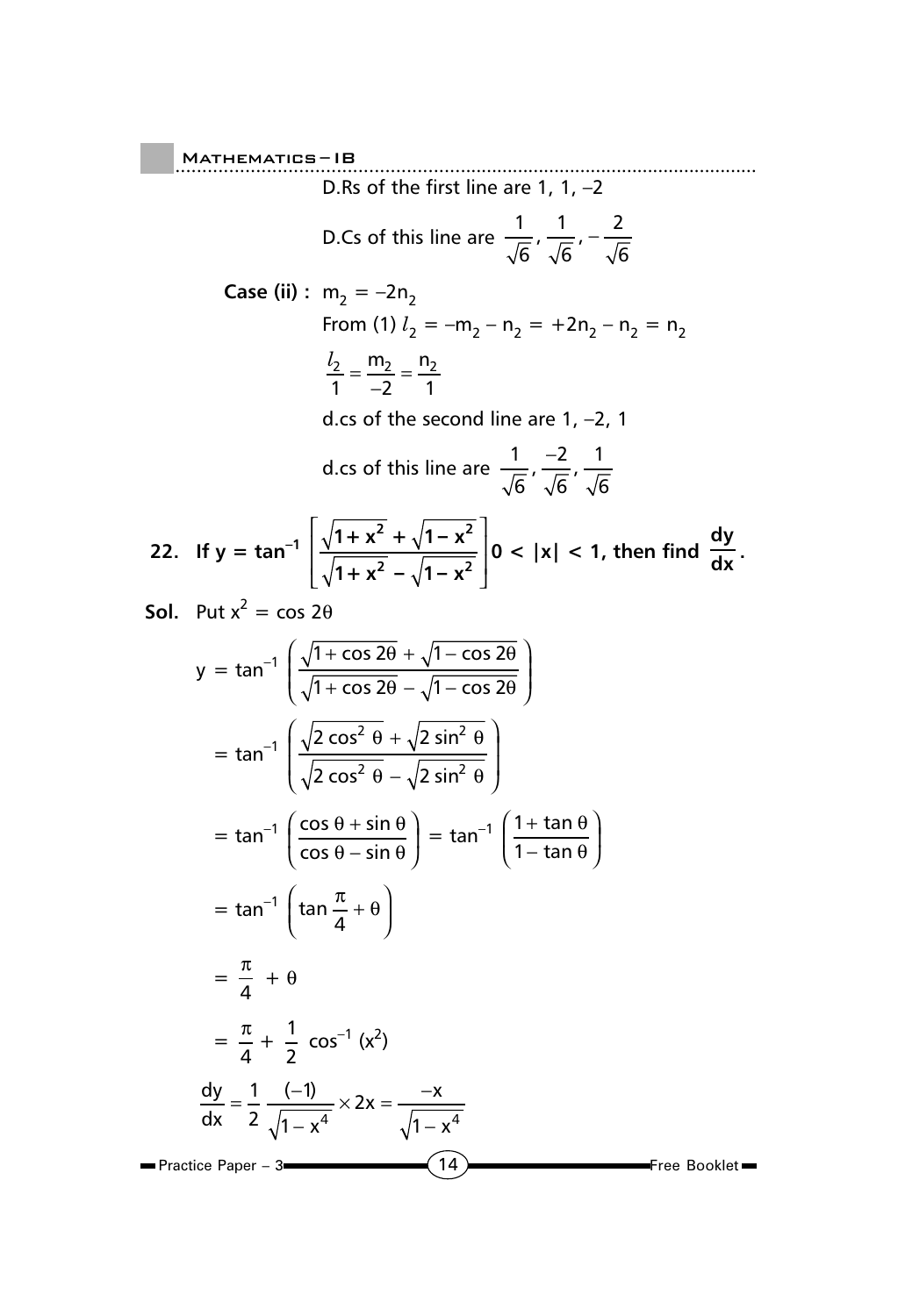D.Rs of the first line are 1, 1, –2

D.Cs of this line are $\frac{1}{\sqrt{6}}, \frac{1}{\sqrt{6}}, -\frac{2}{\sqrt{6}}$

**Case (ii) :** $m_2 = -2n_2$

From (1) $l_2 = -m_2 - n_2 = +2n_2 - n_2 = n_2$

$$\frac{l_2}{1} = \frac{m_2}{-2} = \frac{n_2}{1}$$

d.cs of the second line are 1, –2, 1

d.cs of this line are $\frac{1}{\sqrt{6}}, \frac{-2}{\sqrt{6}}, \frac{1}{\sqrt{6}}$

**22. If $y = \tan^{-1}\left[\frac{\sqrt{1+x^2}+\sqrt{1-x^2}}{\sqrt{1+x^2}-\sqrt{1-x^2}}\right] 0 < |x| < 1$, then find $\frac{dy}{dx}$.**

**Sol.** Put $x^2 = \cos 2\theta$

$$y = \tan^{-1}\left(\frac{\sqrt{1+\cos 2\theta}+\sqrt{1-\cos 2\theta}}{\sqrt{1+\cos 2\theta}-\sqrt{1-\cos 2\theta}}\right)$$

$$= \tan^{-1}\left(\frac{\sqrt{2\cos^2\theta}+\sqrt{2\sin^2\theta}}{\sqrt{2\cos^2\theta}-\sqrt{2\sin^2\theta}}\right)$$

$$= \tan^{-1}\left(\frac{\cos\theta+\sin\theta}{\cos\theta-\sin\theta}\right) = \tan^{-1}\left(\frac{1+\tan\theta}{1-\tan\theta}\right)$$

$$= \tan^{-1}\left(\tan\frac{\pi}{4}+\theta\right)$$

$$= \frac{\pi}{4} + \theta$$

$$= \frac{\pi}{4} + \frac{1}{2}\cos^{-1}(x^2)$$

$$\frac{dy}{dx} = \frac{1}{2}\frac{(-1)}{\sqrt{1-x^4}} \times 2x = \frac{-x}{\sqrt{1-x^4}}$$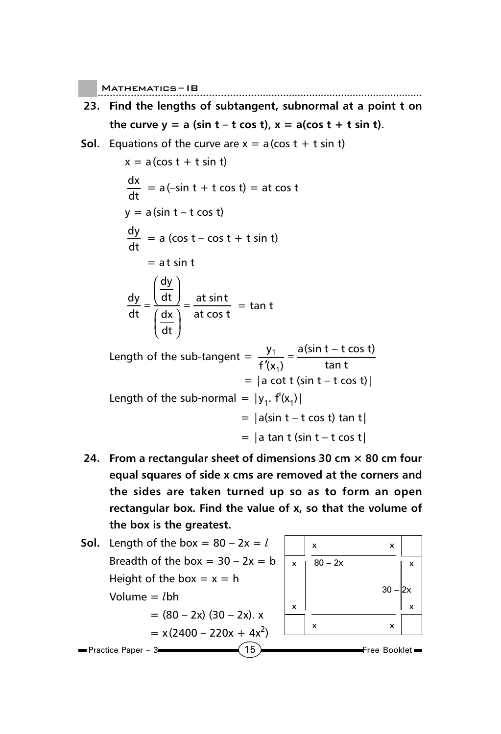**23. Find the lengths of subtangent, subnormal at a point t on the curve y = a (sin t – t cos t), x = a(cos t + t sin t).**

**Sol.** Equations of the curve are $x = a(\cos t + t \sin t)$

$$x = a(\cos t + t \sin t)$$

$$\frac{dx}{dt} = a(-\sin t + t \cos t) = at \cos t$$

$$y = a(\sin t - t \cos t)$$

$$\frac{dy}{dt} = a(\cos t - \cos t + t \sin t)$$

$$= at \sin t$$

$$\frac{dy}{dt} = \frac{\left(\frac{dy}{dt}\right)}{\left(\frac{dx}{dt}\right)} = \frac{at \sin t}{at \cos t} = \tan t$$

Length of the sub-tangent $= \dfrac{y_1}{f'(x_1)} = \dfrac{a(\sin t - t \cos t)}{\tan t}$

$= |a \cot t (\sin t - t \cos t)|$

Length of the sub-normal $= |y_1 . f'(x_1)|$

$= |a(\sin t - t \cos t) \tan t|$

$= |a \tan t (\sin t - t \cos t|$

**24. From a rectangular sheet of dimensions 30 cm × 80 cm four equal squares of side x cms are removed at the corners and the sides are taken turned up so as to form an open rectangular box. Find the value of x, so that the volume of the box is the greatest.**

**Sol.** Length of the box $= 80 - 2x = l$

Breadth of the box $= 30 - 2x = b$

Height of the box $= x = h$

Volume $= lbh$

$= (80 - 2x)(30 - 2x). x$

$= x(2400 - 220x + 4x^2)$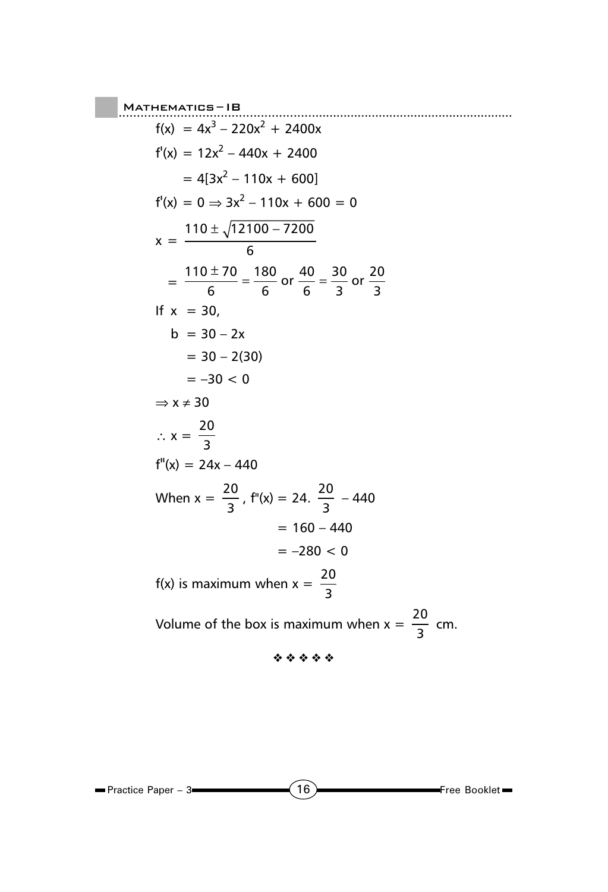$f(x) = 4x^3 - 220x^2 + 2400x$

$f'(x) = 12x^2 - 440x + 2400$

$= 4[3x^2 - 110x + 600]$

$f'(x) = 0 \Rightarrow 3x^2 - 110x + 600 = 0$

$$x = \frac{110 \pm \sqrt{12100 - 7200}}{6}$$

$$= \frac{110 \pm 70}{6} = \frac{180}{6} \text{ or } \frac{40}{6} = \frac{30}{3} \text{ or } \frac{20}{3}$$

If $x = 30$,

$b = 30 - 2x$

$= 30 - 2(30)$

$= -30 < 0$

$\Rightarrow x \neq 30$

$\therefore x = \frac{20}{3}$

$f''(x) = 24x - 440$

When $x = \frac{20}{3}$, $f''(x) = 24.\ \frac{20}{3} - 440$

$= 160 - 440$

$= -280 < 0$

$f(x)$ is maximum when $x = \frac{20}{3}$

Volume of the box is maximum when $x = \frac{20}{3}$ cm.

❖ ❖ ❖ ❖ ❖